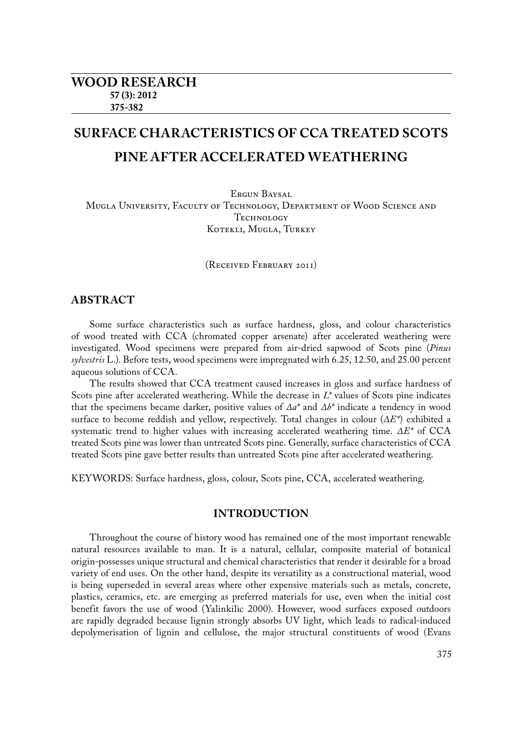# SURFACE CHARACTERISTICS OF CCA TREATED SCOTS PINE AFTER ACCELERATED WEATHERING

Ergun Baysal
Mugla University, Faculty of Technology, Department of Wood Science and Technology
Kotekli, Mugla, Turkey

(Received February 2011)

## ABSTRACT

Some surface characteristics such as surface hardness, gloss, and colour characteristics of wood treated with CCA (chromated copper arsenate) after accelerated weathering were investigated. Wood specimens were prepared from air-dried sapwood of Scots pine (*Pinus sylvestris* L.). Before tests, wood specimens were impregnated with 6.25, 12.50, and 25.00 percent aqueous solutions of CCA.

The results showed that CCA treatment caused increases in gloss and surface hardness of Scots pine after accelerated weathering. While the decrease in $L^*$ values of Scots pine indicates that the specimens became darker, positive values of $\Delta a^*$ and $\Delta b^*$ indicate a tendency in wood surface to become reddish and yellow, respectively. Total changes in colour ($\Delta E^*$) exhibited a systematic trend to higher values with increasing accelerated weathering time. $\Delta E^*$ of CCA treated Scots pine was lower than untreated Scots pine. Generally, surface characteristics of CCA treated Scots pine gave better results than untreated Scots pine after accelerated weathering.

KEYWORDS: Surface hardness, gloss, colour, Scots pine, CCA, accelerated weathering.

## INTRODUCTION

Throughout the course of history wood has remained one of the most important renewable natural resources available to man. It is a natural, cellular, composite material of botanical origin-possesses unique structural and chemical characteristics that render it desirable for a broad variety of end uses. On the other hand, despite its versatility as a constructional material, wood is being superseded in several areas where other expensive materials such as metals, concrete, plastics, ceramics, etc. are emerging as preferred materials for use, even when the initial cost benefit favors the use of wood (Yalinkilic 2000). However, wood surfaces exposed outdoors are rapidly degraded because lignin strongly absorbs UV light, which leads to radical-induced depolymerisation of lignin and cellulose, the major structural constituents of wood (Evans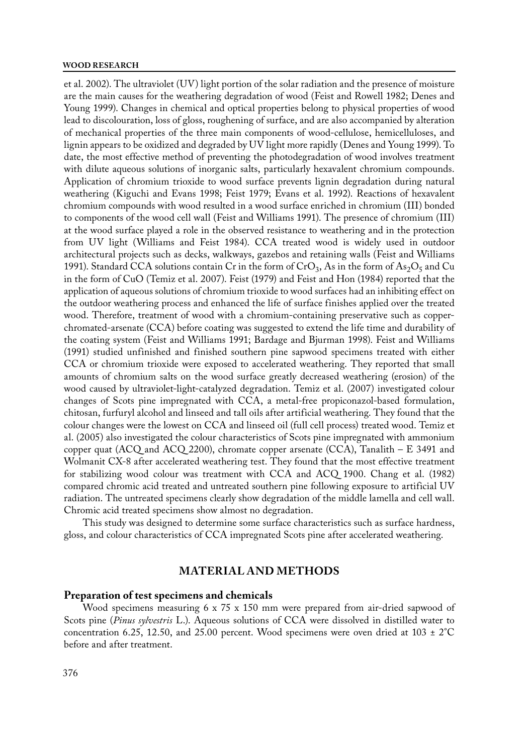et al. 2002). The ultraviolet (UV) light portion of the solar radiation and the presence of moisture are the main causes for the weathering degradation of wood (Feist and Rowell 1982; Denes and Young 1999). Changes in chemical and optical properties belong to physical properties of wood lead to discolouration, loss of gloss, roughening of surface, and are also accompanied by alteration of mechanical properties of the three main components of wood-cellulose, hemicelluloses, and lignin appears to be oxidized and degraded by UV light more rapidly (Denes and Young 1999). To date, the most effective method of preventing the photodegradation of wood involves treatment with dilute aqueous solutions of inorganic salts, particularly hexavalent chromium compounds. Application of chromium trioxide to wood surface prevents lignin degradation during natural weathering (Kiguchi and Evans 1998; Feist 1979; Evans et al. 1992). Reactions of hexavalent chromium compounds with wood resulted in a wood surface enriched in chromium (III) bonded to components of the wood cell wall (Feist and Williams 1991). The presence of chromium (III) at the wood surface played a role in the observed resistance to weathering and in the protection from UV light (Williams and Feist 1984). CCA treated wood is widely used in outdoor architectural projects such as decks, walkways, gazebos and retaining walls (Feist and Williams 1991). Standard CCA solutions contain Cr in the form of $CrO_3$, As in the form of $As_2O_5$ and Cu in the form of CuO (Temiz et al. 2007). Feist (1979) and Feist and Hon (1984) reported that the application of aqueous solutions of chromium trioxide to wood surfaces had an inhibiting effect on the outdoor weathering process and enhanced the life of surface finishes applied over the treated wood. Therefore, treatment of wood with a chromium-containing preservative such as copper-chromated-arsenate (CCA) before coating was suggested to extend the life time and durability of the coating system (Feist and Williams 1991; Bardage and Bjurman 1998). Feist and Williams (1991) studied unfinished and finished southern pine sapwood specimens treated with either CCA or chromium trioxide were exposed to accelerated weathering. They reported that small amounts of chromium salts on the wood surface greatly decreased weathering (erosion) of the wood caused by ultraviolet-light-catalyzed degradation. Temiz et al. (2007) investigated colour changes of Scots pine impregnated with CCA, a metal-free propiconazol-based formulation, chitosan, furfuryl alcohol and linseed and tall oils after artificial weathering. They found that the colour changes were the lowest on CCA and linseed oil (full cell process) treated wood. Temiz et al. (2005) also investigated the colour characteristics of Scots pine impregnated with ammonium copper quat (ACQ and ACQ 2200), chromate copper arsenate (CCA), Tanalith – E 3491 and Wolmanit CX-8 after accelerated weathering test. They found that the most effective treatment for stabilizing wood colour was treatment with CCA and ACQ 1900. Chang et al. (1982) compared chromic acid treated and untreated southern pine following exposure to artificial UV radiation. The untreated specimens clearly show degradation of the middle lamella and cell wall. Chromic acid treated specimens show almost no degradation.

This study was designed to determine some surface characteristics such as surface hardness, gloss, and colour characteristics of CCA impregnated Scots pine after accelerated weathering.

## MATERIAL AND METHODS

### Preparation of test specimens and chemicals

Wood specimens measuring 6 x 75 x 150 mm were prepared from air-dried sapwood of Scots pine (*Pinus sylvestris* L.). Aqueous solutions of CCA were dissolved in distilled water to concentration 6.25, 12.50, and 25.00 percent. Wood specimens were oven dried at $103 \pm 2°C$ before and after treatment.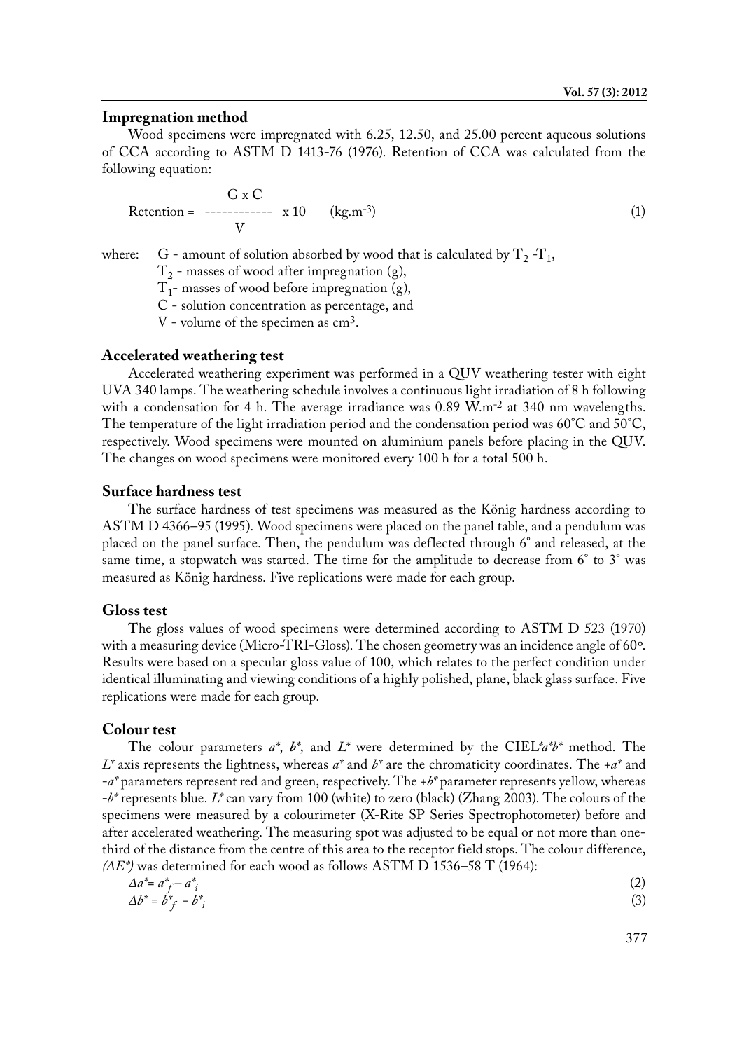### Impregnation method

Wood specimens were impregnated with 6.25, 12.50, and 25.00 percent aqueous solutions of CCA according to ASTM D 1413-76 (1976). Retention of CCA was calculated from the following equation:

$$\text{Retention} = \frac{G \times C}{V} \times 10 \quad (\text{kg.m}^{-3}) \tag{1}$$

where: G - amount of solution absorbed by wood that is calculated by $T_2$ -$T_1$,
$T_2$ - masses of wood after impregnation (g),
$T_1$- masses of wood before impregnation (g),
C - solution concentration as percentage, and
V - volume of the specimen as $cm^3$.

### Accelerated weathering test

Accelerated weathering experiment was performed in a QUV weathering tester with eight UVA 340 lamps. The weathering schedule involves a continuous light irradiation of 8 h following with a condensation for 4 h. The average irradiance was 0.89 $W.m^{-2}$ at 340 nm wavelengths. The temperature of the light irradiation period and the condensation period was 60°C and 50°C, respectively. Wood specimens were mounted on aluminium panels before placing in the QUV. The changes on wood specimens were monitored every 100 h for a total 500 h.

### Surface hardness test

The surface hardness of test specimens was measured as the König hardness according to ASTM D 4366–95 (1995). Wood specimens were placed on the panel table, and a pendulum was placed on the panel surface. Then, the pendulum was deflected through 6° and released, at the same time, a stopwatch was started. The time for the amplitude to decrease from 6° to 3° was measured as König hardness. Five replications were made for each group.

### Gloss test

The gloss values of wood specimens were determined according to ASTM D 523 (1970) with a measuring device (Micro-TRI-Gloss). The chosen geometry was an incidence angle of 60º. Results were based on a specular gloss value of 100, which relates to the perfect condition under identical illuminating and viewing conditions of a highly polished, plane, black glass surface. Five replications were made for each group.

### Colour test

The colour parameters $a^*$, $b^*$, and $L^*$ were determined by the CIEL$^*a^*b^*$ method. The $L^*$ axis represents the lightness, whereas $a^*$ and $b^*$ are the chromaticity coordinates. The $+a^*$ and $-a^*$ parameters represent red and green, respectively. The $+b^*$ parameter represents yellow, whereas $-b^*$ represents blue. $L^*$ can vary from 100 (white) to zero (black) (Zhang 2003). The colours of the specimens were measured by a colourimeter (X-Rite SP Series Spectrophotometer) before and after accelerated weathering. The measuring spot was adjusted to be equal or not more than one-third of the distance from the centre of this area to the receptor field stops. The colour difference, *($\Delta E^*$)* was determined for each wood as follows ASTM D 1536–58 T (1964):

$$\Delta a^* = a^*_f - a^*_i \tag{2}$$

$$\Delta b^* = b^*_f - b^*_i \tag{3}$$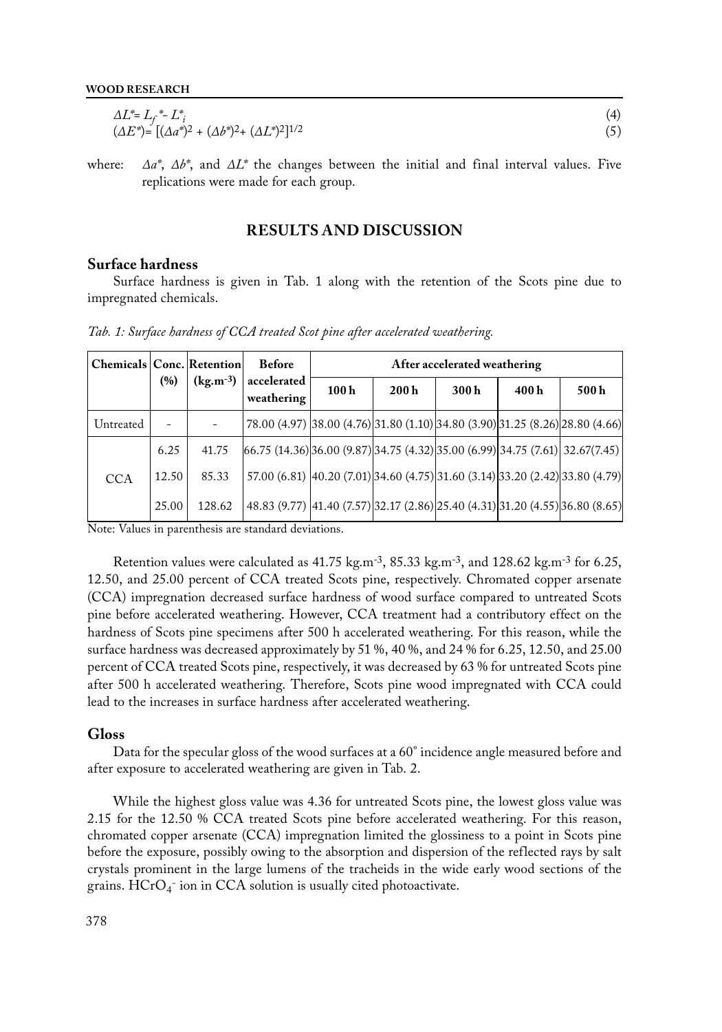$$\Delta L^* = L_f^* - L_i^* \quad (4)$$

$$(\Delta E^*) = [(\Delta a^*)^2 + (\Delta b^*)^2 + (\Delta L^*)^2]^{1/2} \quad (5)$$

where: $\Delta a^*$, $\Delta b^*$, and $\Delta L^*$ the changes between the initial and final interval values. Five replications were made for each group.

## RESULTS AND DISCUSSION

### Surface hardness

Surface hardness is given in Tab. 1 along with the retention of the Scots pine due to impregnated chemicals.

*Tab. 1: Surface hardness of CCA treated Scot pine after accelerated weathering.*

| Chemicals | Conc. (%) | Retention ($kg.m^{-3}$) | Before accelerated weathering | After accelerated weathering | | | | |
|---|---|---|---|---|---|---|---|---|
| | | | | 100 h | 200 h | 300 h | 400 h | 500 h |
| Untreated | - | - | 78.00 (4.97) | 38.00 (4.76) | 31.80 (1.10) | 34.80 (3.90) | 31.25 (8.26) | 28.80 (4.66) |
| CCA | 6.25 | 41.75 | 66.75 (14.36) | 36.00 (9.87) | 34.75 (4.32) | 35.00 (6.99) | 34.75 (7.61) | 32.67(7.45) |
| | 12.50 | 85.33 | 57.00 (6.81) | 40.20 (7.01) | 34.60 (4.75) | 31.60 (3.14) | 33.20 (2.42) | 33.80 (4.79) |
| | 25.00 | 128.62 | 48.83 (9.77) | 41.40 (7.57) | 32.17 (2.86) | 25.40 (4.31) | 31.20 (4.55) | 36.80 (8.65) |

Note: Values in parenthesis are standard deviations.

Retention values were calculated as 41.75 $kg.m^{-3}$, 85.33 $kg.m^{-3}$, and 128.62 $kg.m^{-3}$ for 6.25, 12.50, and 25.00 percent of CCA treated Scots pine, respectively. Chromated copper arsenate (CCA) impregnation decreased surface hardness of wood surface compared to untreated Scots pine before accelerated weathering. However, CCA treatment had a contributory effect on the hardness of Scots pine specimens after 500 h accelerated weathering. For this reason, while the surface hardness was decreased approximately by 51 %, 40 %, and 24 % for 6.25, 12.50, and 25.00 percent of CCA treated Scots pine, respectively, it was decreased by 63 % for untreated Scots pine after 500 h accelerated weathering. Therefore, Scots pine wood impregnated with CCA could lead to the increases in surface hardness after accelerated weathering.

### Gloss

Data for the specular gloss of the wood surfaces at a 60° incidence angle measured before and after exposure to accelerated weathering are given in Tab. 2.

While the highest gloss value was 4.36 for untreated Scots pine, the lowest gloss value was 2.15 for the 12.50 % CCA treated Scots pine before accelerated weathering. For this reason, chromated copper arsenate (CCA) impregnation limited the glossiness to a point in Scots pine before the exposure, possibly owing to the absorption and dispersion of the reflected rays by salt crystals prominent in the large lumens of the tracheids in the wide early wood sections of the grains. $HCrO_4^-$ ion in CCA solution is usually cited photoactivate.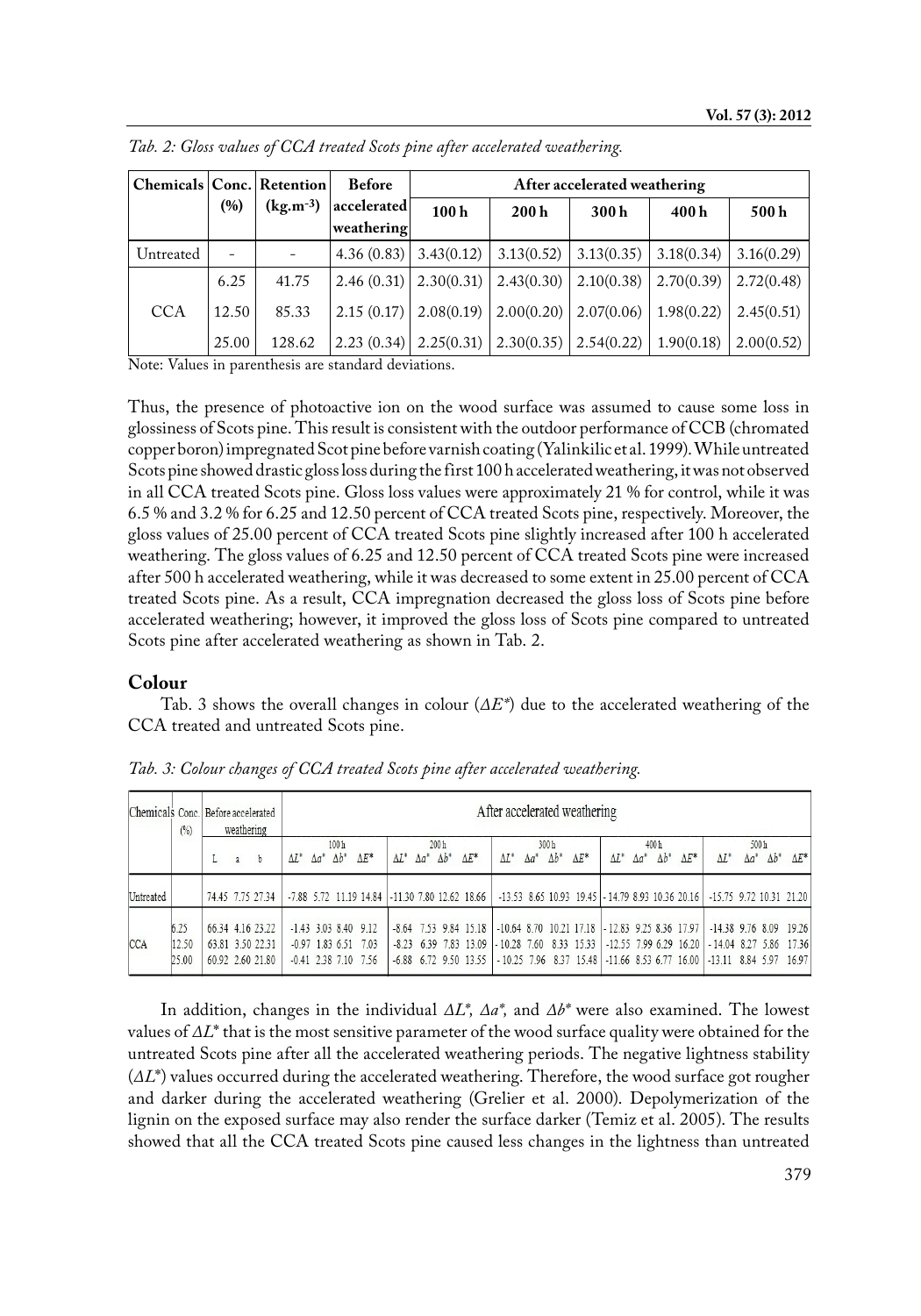*Tab. 2: Gloss values of CCA treated Scots pine after accelerated weathering.*

| Chemicals | Conc. (%) | Retention ($kg.m^{-3}$) | Before accelerated weathering | After accelerated weathering | | | | |
|---|---|---|---|---|---|---|---|---|
| | | | | 100 h | 200 h | 300 h | 400 h | 500 h |
| Untreated | - | - | 4.36 (0.83) | 3.43(0.12) | 3.13(0.52) | 3.13(0.35) | 3.18(0.34) | 3.16(0.29) |
| CCA | 6.25 | 41.75 | 2.46 (0.31) | 2.30(0.31) | 2.43(0.30) | 2.10(0.38) | 2.70(0.39) | 2.72(0.48) |
| | 12.50 | 85.33 | 2.15 (0.17) | 2.08(0.19) | 2.00(0.20) | 2.07(0.06) | 1.98(0.22) | 2.45(0.51) |
| | 25.00 | 128.62 | 2.23 (0.34) | 2.25(0.31) | 2.30(0.35) | 2.54(0.22) | 1.90(0.18) | 2.00(0.52) |

Note: Values in parenthesis are standard deviations.

Thus, the presence of photoactive ion on the wood surface was assumed to cause some loss in glossiness of Scots pine. This result is consistent with the outdoor performance of CCB (chromated copper boron) impregnated Scot pine before varnish coating (Yalinkilic et al. 1999). While untreated Scots pine showed drastic gloss loss during the first 100 h accelerated weathering, it was not observed in all CCA treated Scots pine. Gloss loss values were approximately 21 % for control, while it was 6.5 % and 3.2 % for 6.25 and 12.50 percent of CCA treated Scots pine, respectively. Moreover, the gloss values of 25.00 percent of CCA treated Scots pine slightly increased after 100 h accelerated weathering. The gloss values of 6.25 and 12.50 percent of CCA treated Scots pine were increased after 500 h accelerated weathering, while it was decreased to some extent in 25.00 percent of CCA treated Scots pine. As a result, CCA impregnation decreased the gloss loss of Scots pine before accelerated weathering; however, it improved the gloss loss of Scots pine compared to untreated Scots pine after accelerated weathering as shown in Tab. 2.

## Colour

Tab. 3 shows the overall changes in colour ($\Delta E^*$) due to the accelerated weathering of the CCA treated and untreated Scots pine.

*Tab. 3: Colour changes of CCA treated Scots pine after accelerated weathering.*

| Chemicals | Conc. (%) | Before accelerated weathering | | | After accelerated weathering | | | | | | | | | | | | | | | | | | | |
|---|---|---|---|---|---|---|---|---|---|---|---|---|---|---|---|---|---|---|---|---|---|---|---|---|
| | | | | | 100 h | | | | 200 h | | | | 300 h | | | | 400 h | | | | 500 h | | | |
| | | L | a | b | $\Delta L^*$ | $\Delta a^*$ | $\Delta b^*$ | $\Delta E^*$ | $\Delta L^*$ | $\Delta a^*$ | $\Delta b^*$ | $\Delta E^*$ | $\Delta L^*$ | $\Delta a^*$ | $\Delta b^*$ | $\Delta E^*$ | $\Delta L^*$ | $\Delta a^*$ | $\Delta b^*$ | $\Delta E^*$ | $\Delta L^*$ | $\Delta a^*$ | $\Delta b^*$ | $\Delta E^*$ |
| Untreated | | 74.45 | 7.75 | 27.34 | -7.88 | 5.72 | 11.19 | 14.84 | -11.30 | 7.80 | 12.62 | 18.66 | -13.53 | 8.65 | 10.93 | 19.45 | -14.79 | 8.93 | 10.36 | 20.16 | -15.75 | 9.72 | 10.31 | 21.20 |
| CCA | 6.25 | 66.34 | 4.16 | 23.22 | -1.43 | 3.03 | 8.40 | 9.12 | -8.64 | 7.53 | 9.84 | 15.18 | -10.64 | 8.70 | 10.21 | 17.18 | -12.83 | 9.25 | 8.36 | 17.97 | -14.38 | 9.76 | 8.09 | 19.26 |
| | 12.50 | 63.81 | 3.50 | 22.31 | -0.97 | 1.83 | 6.51 | 7.03 | -8.23 | 6.39 | 7.83 | 13.09 | -10.28 | 7.60 | 8.33 | 15.33 | -12.55 | 7.99 | 6.29 | 16.20 | -14.04 | 8.27 | 5.86 | 17.36 |
| | 25.00 | 60.92 | 2.60 | 21.80 | -0.41 | 2.38 | 7.10 | 7.56 | -6.88 | 6.72 | 9.50 | 13.55 | -10.25 | 7.96 | 8.37 | 15.48 | -11.66 | 8.53 | 6.77 | 16.00 | -13.11 | 8.84 | 5.97 | 16.97 |

In addition, changes in the individual $\Delta L^*$, $\Delta a^*$, and $\Delta b^*$ were also examined. The lowest values of $\Delta L^*$ that is the most sensitive parameter of the wood surface quality were obtained for the untreated Scots pine after all the accelerated weathering periods. The negative lightness stability ($\Delta L^*$) values occurred during the accelerated weathering. Therefore, the wood surface got rougher and darker during the accelerated weathering (Grelier et al. 2000). Depolymerization of the lignin on the exposed surface may also render the surface darker (Temiz et al. 2005). The results showed that all the CCA treated Scots pine caused less changes in the lightness than untreated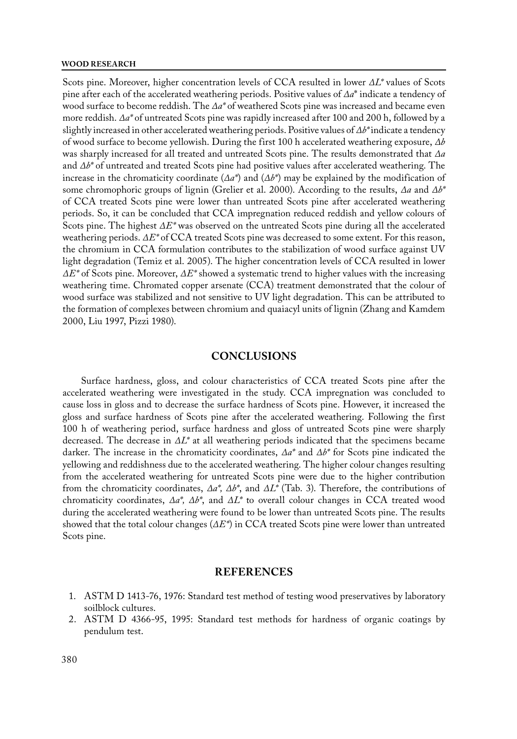Scots pine. Moreover, higher concentration levels of CCA resulted in lower $\Delta L^*$ values of Scots pine after each of the accelerated weathering periods. Positive values of $\Delta a^*$ indicate a tendency of wood surface to become reddish. The $\Delta a^*$ of weathered Scots pine was increased and became even more reddish. $\Delta a^*$ of untreated Scots pine was rapidly increased after 100 and 200 h, followed by a slightly increased in other accelerated weathering periods. Positive values of $\Delta b^*$ indicate a tendency of wood surface to become yellowish. During the first 100 h accelerated weathering exposure, $\Delta b$ was sharply increased for all treated and untreated Scots pine. The results demonstrated that $\Delta a$ and $\Delta b^*$ of untreated and treated Scots pine had positive values after accelerated weathering. The increase in the chromaticity coordinate ($\Delta a^*$) and ($\Delta b^*$) may be explained by the modification of some chromophoric groups of lignin (Grelier et al. 2000). According to the results, $\Delta a$ and $\Delta b^*$ of CCA treated Scots pine were lower than untreated Scots pine after accelerated weathering periods. So, it can be concluded that CCA impregnation reduced reddish and yellow colours of Scots pine. The highest $\Delta E^*$ was observed on the untreated Scots pine during all the accelerated weathering periods. $\Delta E^*$ of CCA treated Scots pine was decreased to some extent. For this reason, the chromium in CCA formulation contributes to the stabilization of wood surface against UV light degradation (Temiz et al. 2005). The higher concentration levels of CCA resulted in lower $\Delta E^*$ of Scots pine. Moreover, $\Delta E^*$ showed a systematic trend to higher values with the increasing weathering time. Chromated copper arsenate (CCA) treatment demonstrated that the colour of wood surface was stabilized and not sensitive to UV light degradation. This can be attributed to the formation of complexes between chromium and quaiacyl units of lignin (Zhang and Kamdem 2000, Liu 1997, Pizzi 1980).

## CONCLUSIONS

Surface hardness, gloss, and colour characteristics of CCA treated Scots pine after the accelerated weathering were investigated in the study. CCA impregnation was concluded to cause loss in gloss and to decrease the surface hardness of Scots pine. However, it increased the gloss and surface hardness of Scots pine after the accelerated weathering. Following the first 100 h of weathering period, surface hardness and gloss of untreated Scots pine were sharply decreased. The decrease in $\Delta L^*$ at all weathering periods indicated that the specimens became darker. The increase in the chromaticity coordinates, $\Delta a^*$ and $\Delta b^*$ for Scots pine indicated the yellowing and reddishness due to the accelerated weathering. The higher colour changes resulting from the accelerated weathering for untreated Scots pine were due to the higher contribution from the chromaticity coordinates, $\Delta a^*$, $\Delta b^*$, and $\Delta L^*$ (Tab. 3). Therefore, the contributions of chromaticity coordinates, $\Delta a^*$, $\Delta b^*$, and $\Delta L^*$ to overall colour changes in CCA treated wood during the accelerated weathering were found to be lower than untreated Scots pine. The results showed that the total colour changes ($\Delta E^*$) in CCA treated Scots pine were lower than untreated Scots pine.

## REFERENCES

1. ASTM D 1413-76, 1976: Standard test method of testing wood preservatives by laboratory soilblock cultures.
2. ASTM D 4366-95, 1995: Standard test methods for hardness of organic coatings by pendulum test.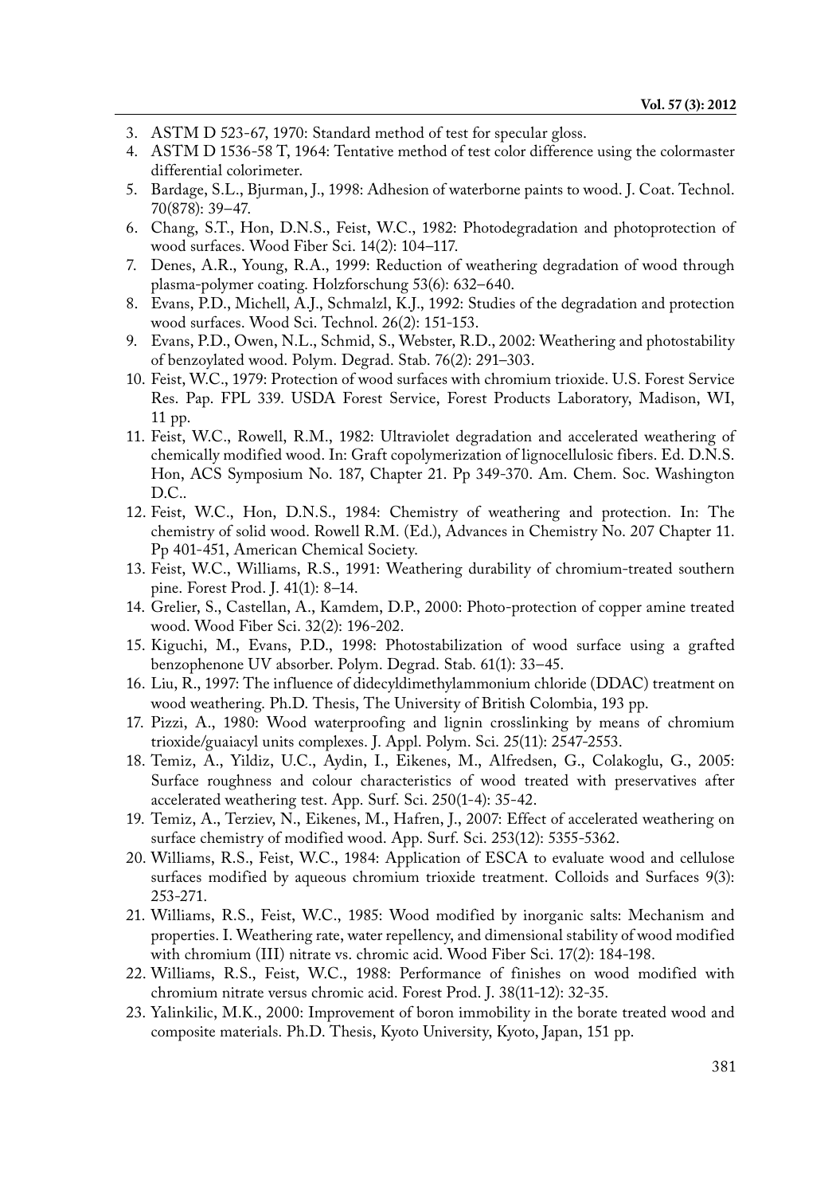3. ASTM D 523-67, 1970: Standard method of test for specular gloss.
4. ASTM D 1536-58 T, 1964: Tentative method of test color difference using the colormaster differential colorimeter.
5. Bardage, S.L., Bjurman, J., 1998: Adhesion of waterborne paints to wood. J. Coat. Technol. 70(878): 39–47.
6. Chang, S.T., Hon, D.N.S., Feist, W.C., 1982: Photodegradation and photoprotection of wood surfaces. Wood Fiber Sci. 14(2): 104–117.
7. Denes, A.R., Young, R.A., 1999: Reduction of weathering degradation of wood through plasma-polymer coating. Holzforschung 53(6): 632–640.
8. Evans, P.D., Michell, A.J., Schmalzl, K.J., 1992: Studies of the degradation and protection wood surfaces. Wood Sci. Technol. 26(2): 151-153.
9. Evans, P.D., Owen, N.L., Schmid, S., Webster, R.D., 2002: Weathering and photostability of benzoylated wood. Polym. Degrad. Stab. 76(2): 291–303.
10. Feist, W.C., 1979: Protection of wood surfaces with chromium trioxide. U.S. Forest Service Res. Pap. FPL 339. USDA Forest Service, Forest Products Laboratory, Madison, WI, 11 pp.
11. Feist, W.C., Rowell, R.M., 1982: Ultraviolet degradation and accelerated weathering of chemically modified wood. In: Graft copolymerization of lignocellulosic fibers. Ed. D.N.S. Hon, ACS Symposium No. 187, Chapter 21. Pp 349-370. Am. Chem. Soc. Washington D.C..
12. Feist, W.C., Hon, D.N.S., 1984: Chemistry of weathering and protection. In: The chemistry of solid wood. Rowell R.M. (Ed.), Advances in Chemistry No. 207 Chapter 11. Pp 401-451, American Chemical Society.
13. Feist, W.C., Williams, R.S., 1991: Weathering durability of chromium-treated southern pine. Forest Prod. J. 41(1): 8–14.
14. Grelier, S., Castellan, A., Kamdem, D.P., 2000: Photo-protection of copper amine treated wood. Wood Fiber Sci. 32(2): 196-202.
15. Kiguchi, M., Evans, P.D., 1998: Photostabilization of wood surface using a grafted benzophenone UV absorber. Polym. Degrad. Stab. 61(1): 33–45.
16. Liu, R., 1997: The influence of didecyldimethylammonium chloride (DDAC) treatment on wood weathering. Ph.D. Thesis, The University of British Colombia, 193 pp.
17. Pizzi, A., 1980: Wood waterproofing and lignin crosslinking by means of chromium trioxide/guaiacyl units complexes. J. Appl. Polym. Sci. 25(11): 2547-2553.
18. Temiz, A., Yildiz, U.C., Aydin, I., Eikenes, M., Alfredsen, G., Colakoglu, G., 2005: Surface roughness and colour characteristics of wood treated with preservatives after accelerated weathering test. App. Surf. Sci. 250(1-4): 35-42.
19. Temiz, A., Terziev, N., Eikenes, M., Hafren, J., 2007: Effect of accelerated weathering on surface chemistry of modified wood. App. Surf. Sci. 253(12): 5355-5362.
20. Williams, R.S., Feist, W.C., 1984: Application of ESCA to evaluate wood and cellulose surfaces modified by aqueous chromium trioxide treatment. Colloids and Surfaces 9(3): 253-271.
21. Williams, R.S., Feist, W.C., 1985: Wood modified by inorganic salts: Mechanism and properties. I. Weathering rate, water repellency, and dimensional stability of wood modified with chromium (III) nitrate vs. chromic acid. Wood Fiber Sci. 17(2): 184-198.
22. Williams, R.S., Feist, W.C., 1988: Performance of finishes on wood modified with chromium nitrate versus chromic acid. Forest Prod. J. 38(11-12): 32-35.
23. Yalinkilic, M.K., 2000: Improvement of boron immobility in the borate treated wood and composite materials. Ph.D. Thesis, Kyoto University, Kyoto, Japan, 151 pp.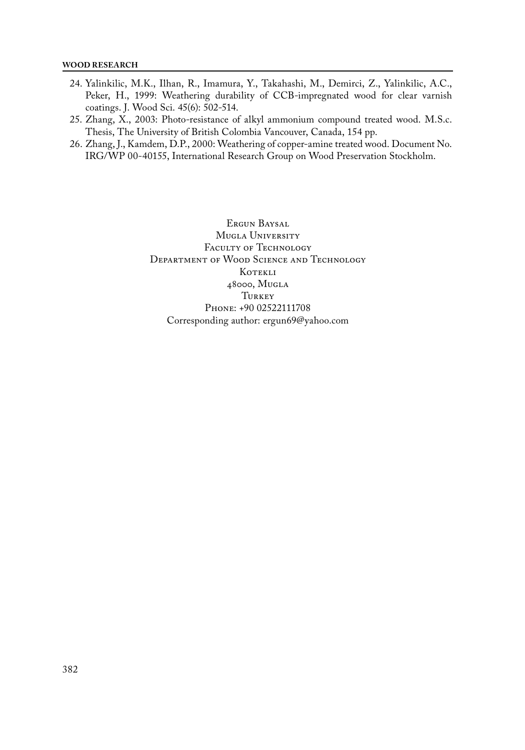24. Yalinkilic, M.K., Ilhan, R., Imamura, Y., Takahashi, M., Demirci, Z., Yalinkilic, A.C., Peker, H., 1999: Weathering durability of CCB-impregnated wood for clear varnish coatings. J. Wood Sci. 45(6): 502-514.
25. Zhang, X., 2003: Photo-resistance of alkyl ammonium compound treated wood. M.S.c. Thesis, The University of British Colombia Vancouver, Canada, 154 pp.
26. Zhang, J., Kamdem, D.P., 2000: Weathering of copper-amine treated wood. Document No. IRG/WP 00-40155, International Research Group on Wood Preservation Stockholm.

Ergun Baysal
Mugla University
Faculty of Technology
Department of Wood Science and Technology
Kotekli
48000, Mugla
Turkey
Phone: +90 02522111708
Corresponding author: ergun69@yahoo.com